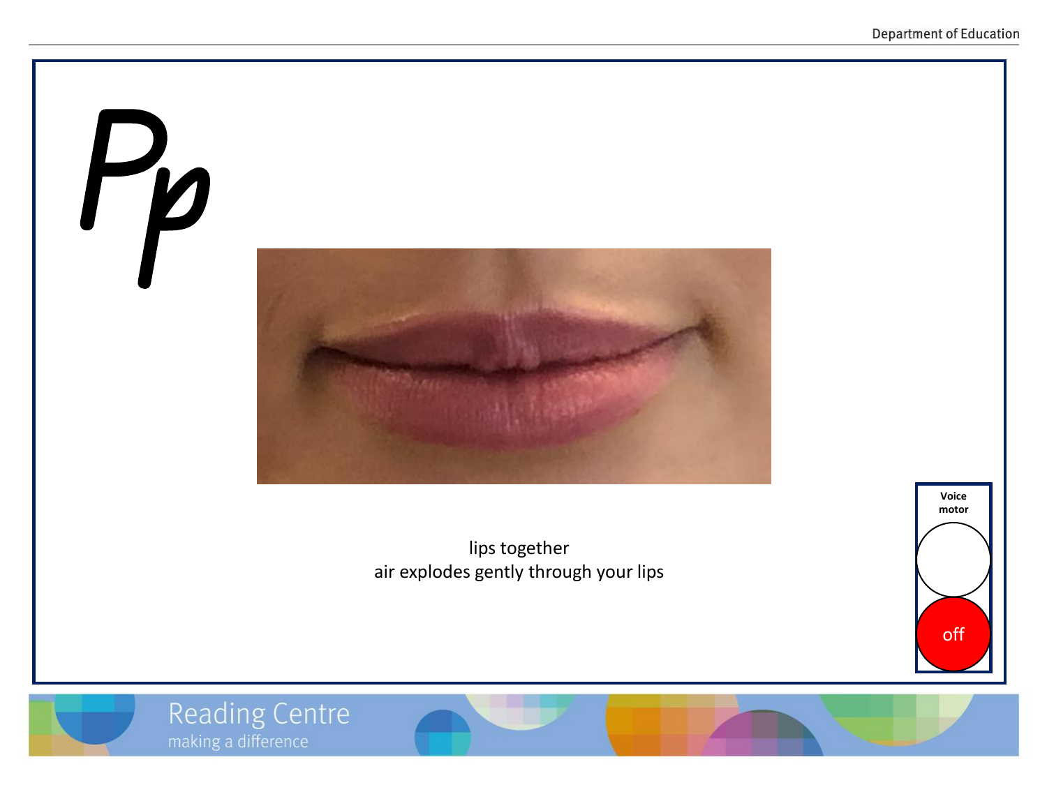# Pp

lips together
air explodes gently through your lips

Voice motor

off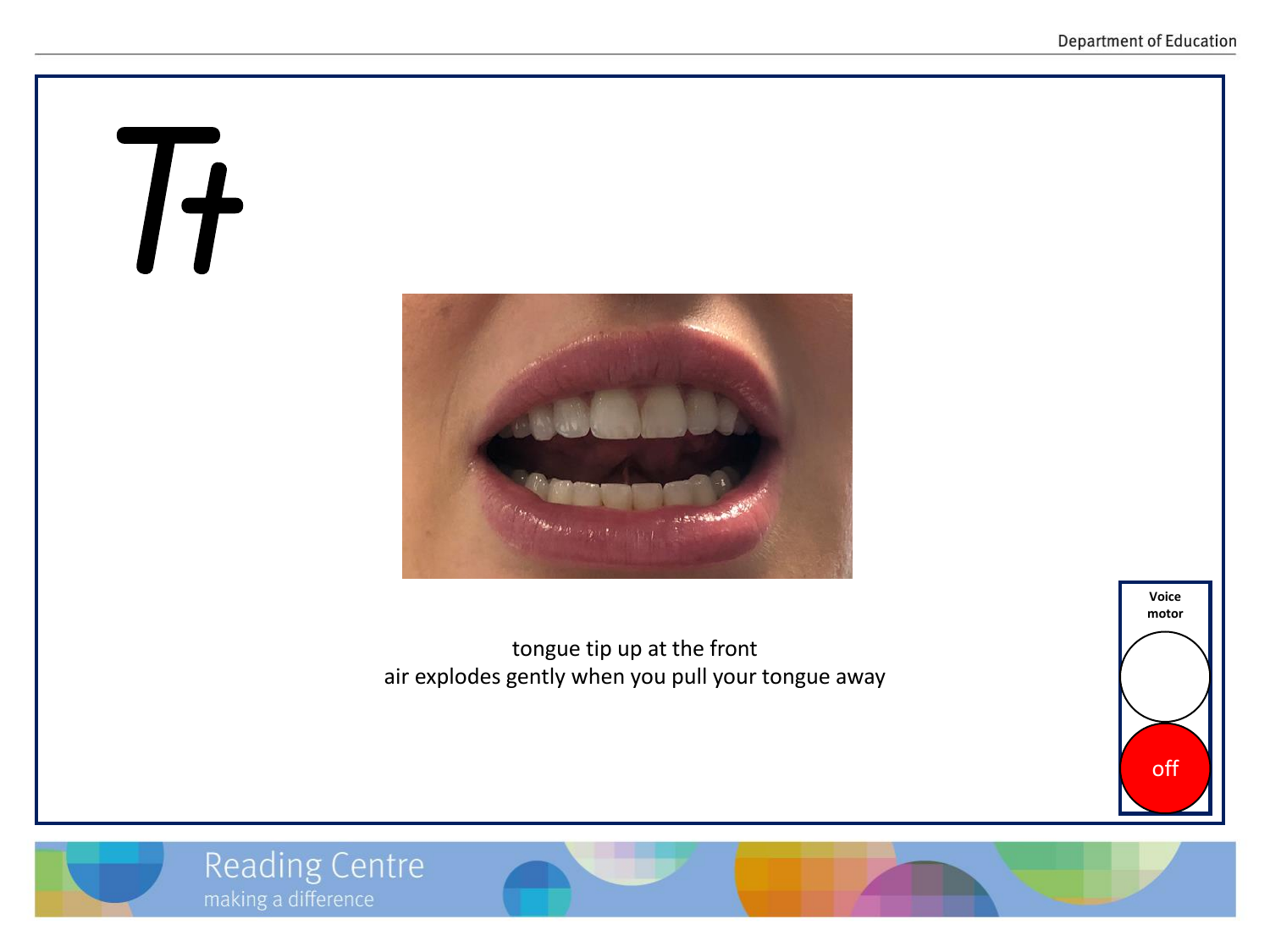# Tt

tongue tip up at the front
air explodes gently when you pull your tongue away

**Voice motor**

off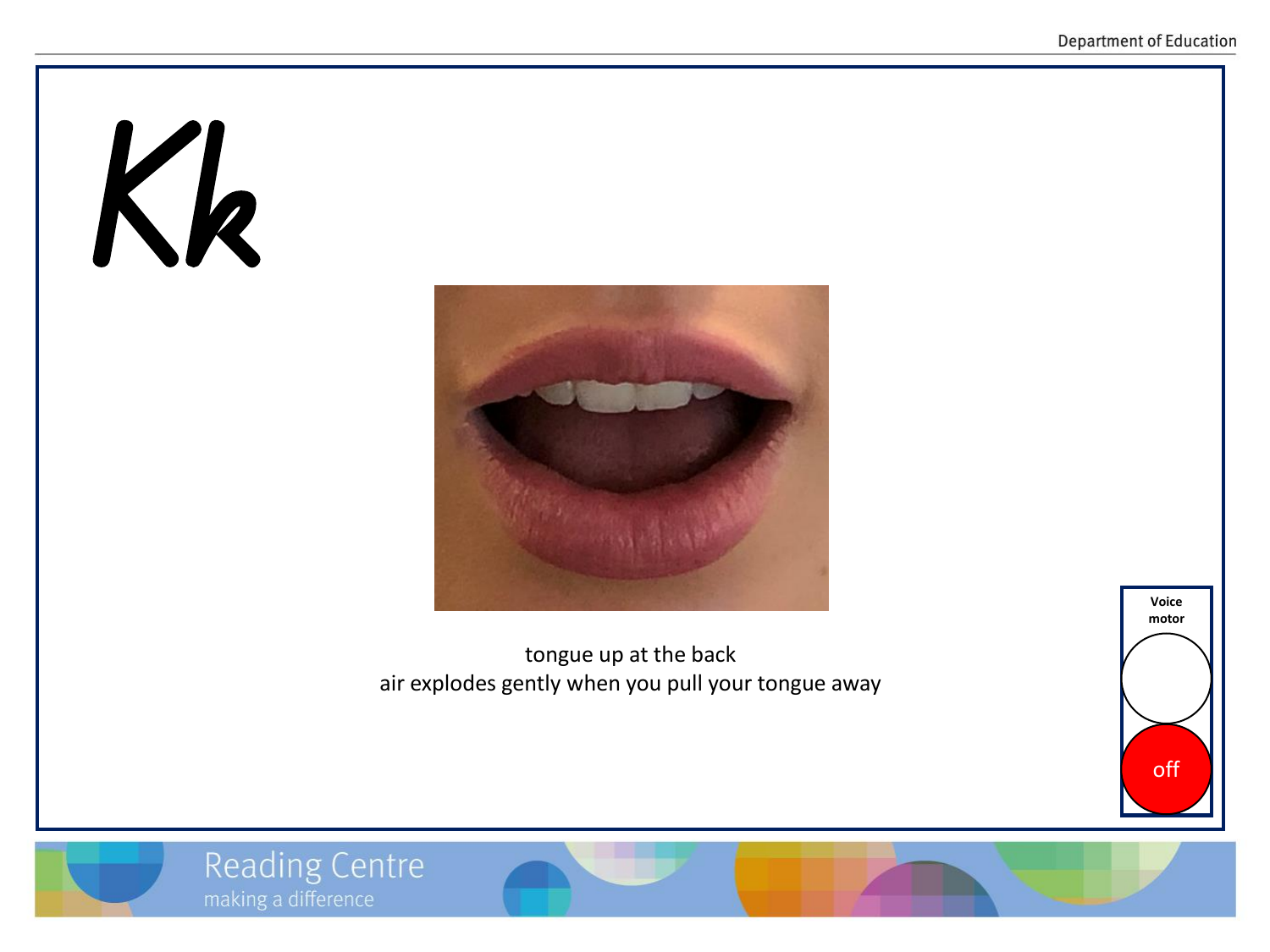# Kk

tongue up at the back
air explodes gently when you pull your tongue away

Voice motor

off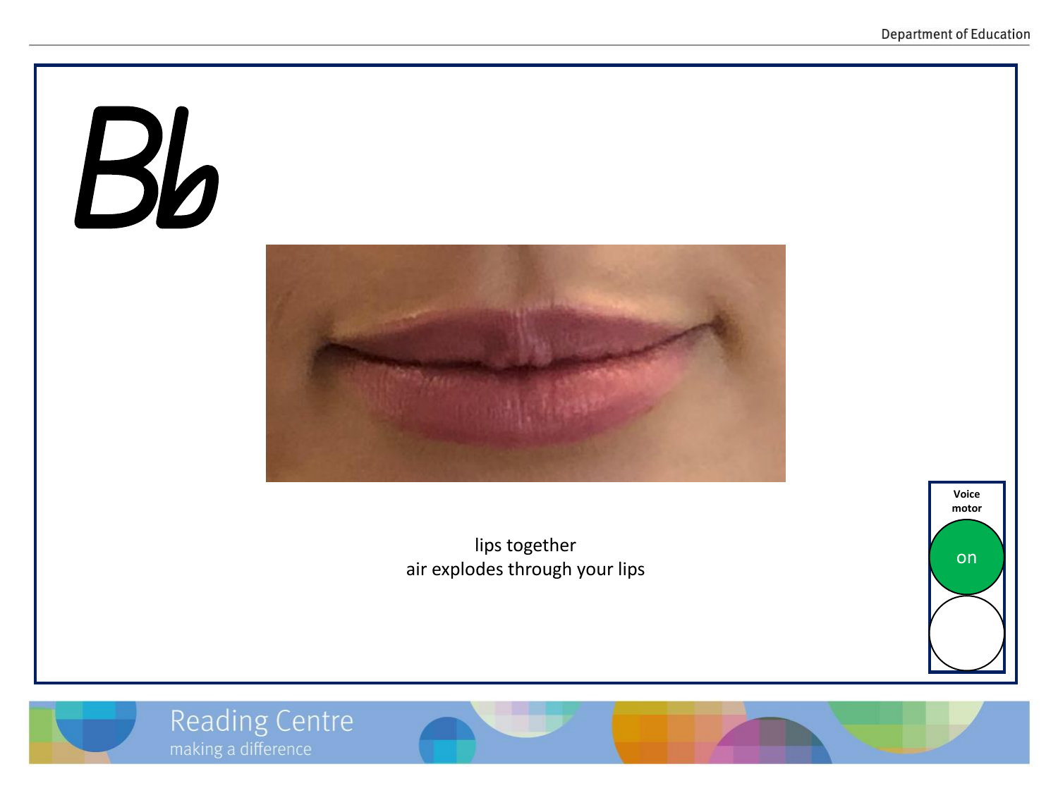# Bb

lips together
air explodes through your lips

**Voice motor**

on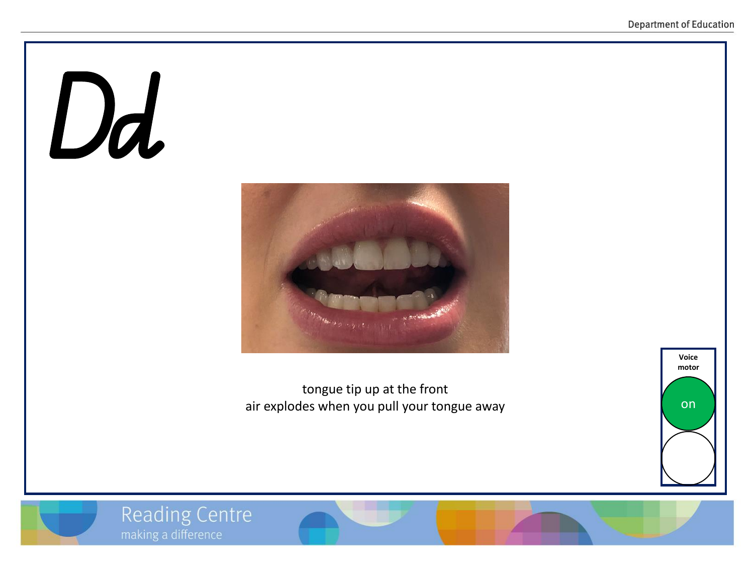# Dd

tongue tip up at the front
air explodes when you pull your tongue away

**Voice motor**

on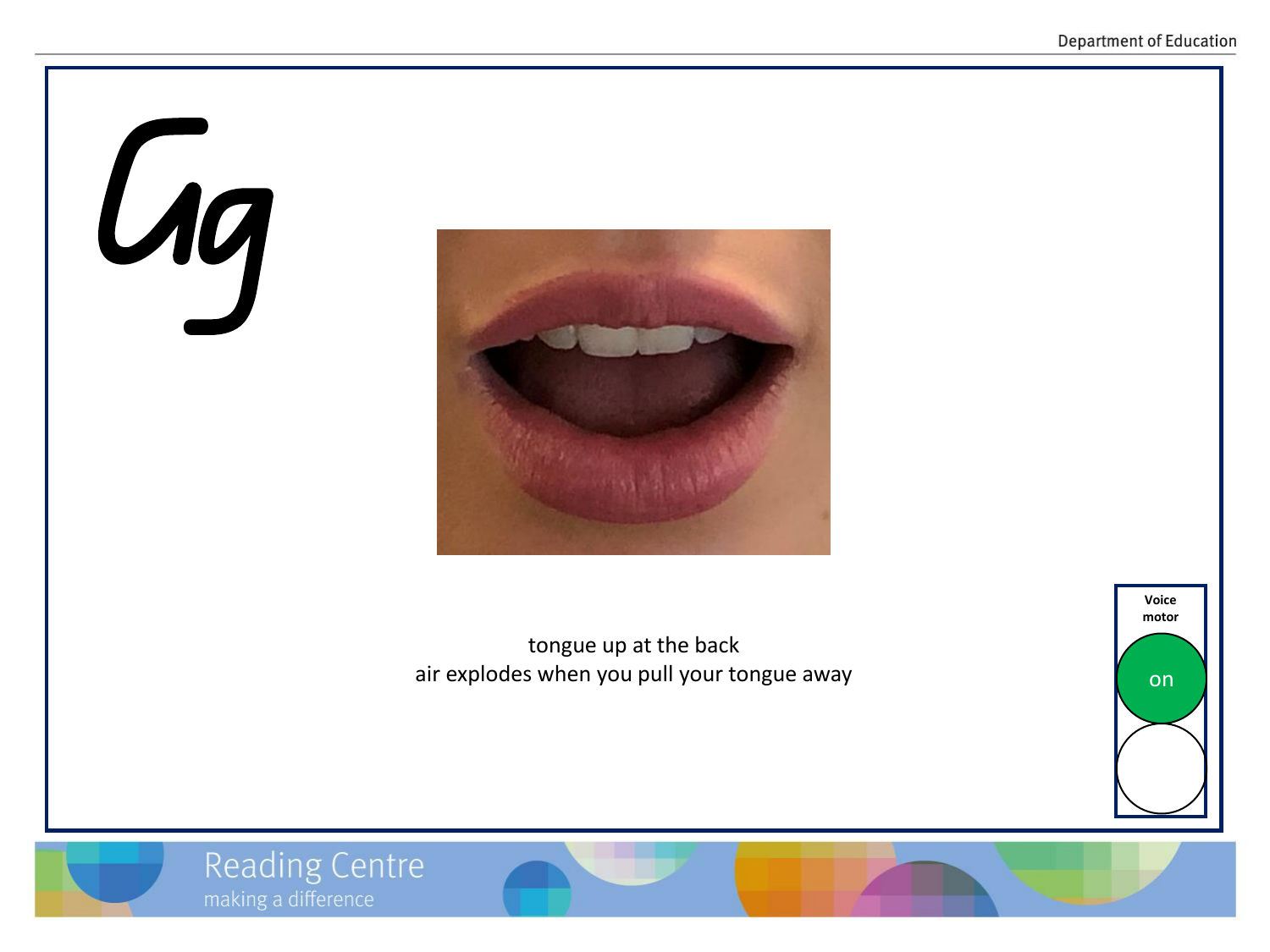# Gg

tongue up at the back
air explodes when you pull your tongue away

**Voice motor**

on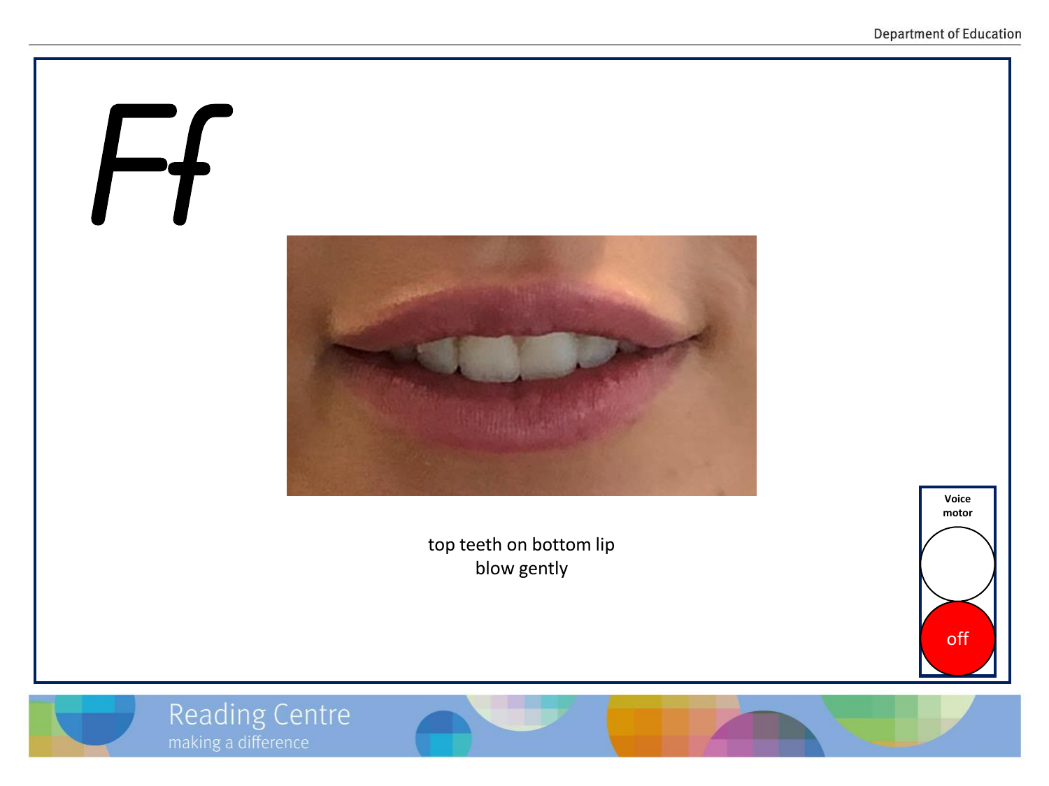# Ff

top teeth on bottom lip
blow gently

**Voice motor**

off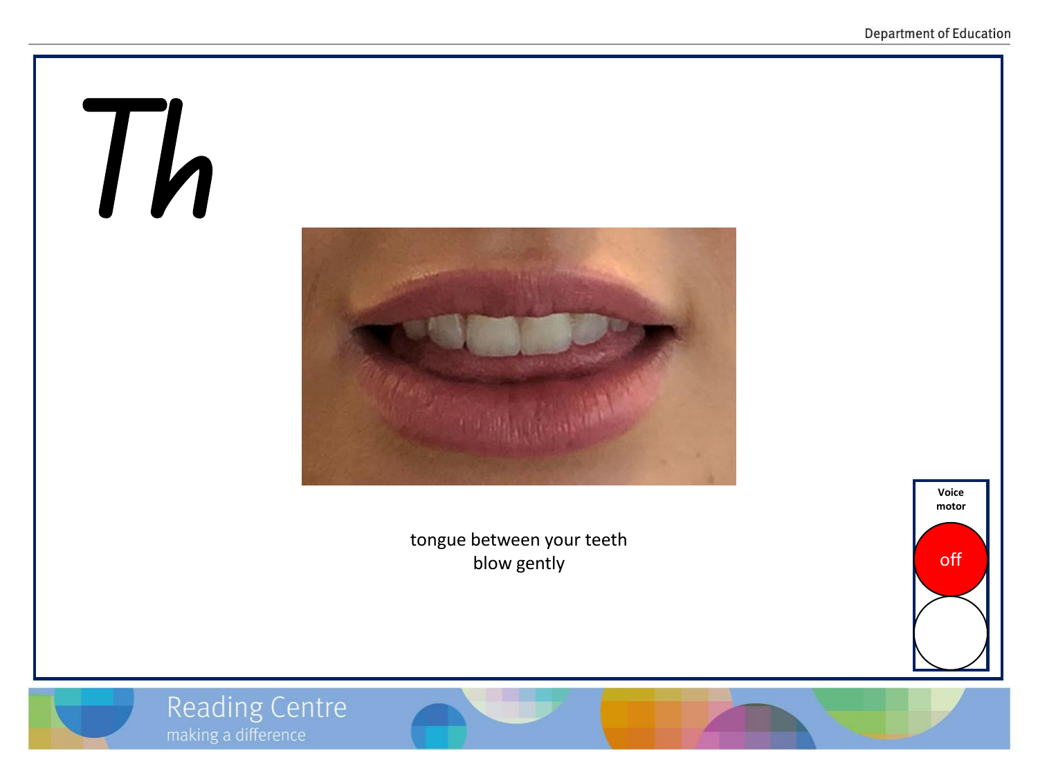# Th

tongue between your teeth
blow gently

Voice motor

off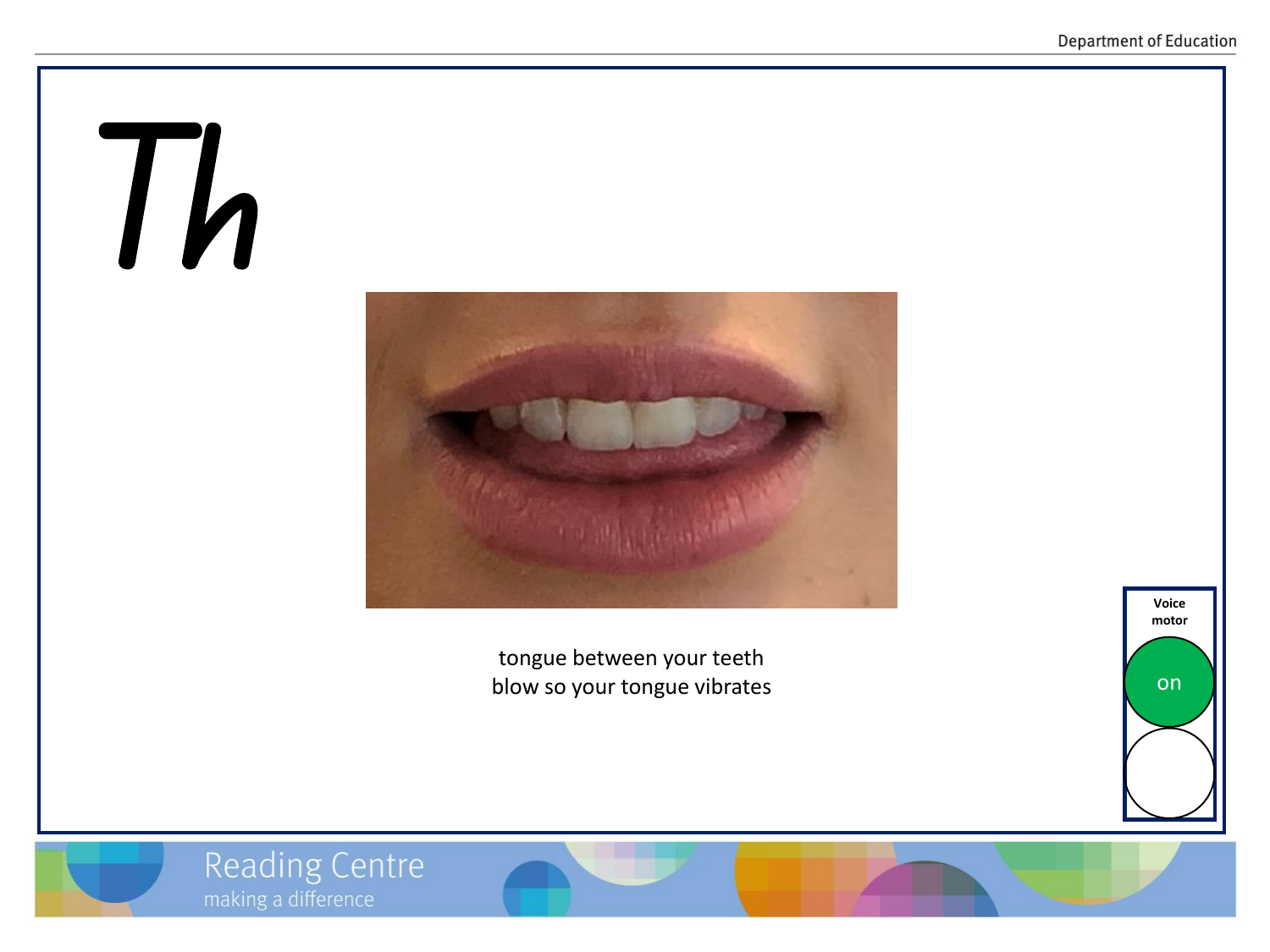# Th

tongue between your teeth
blow so your tongue vibrates

**Voice motor**

on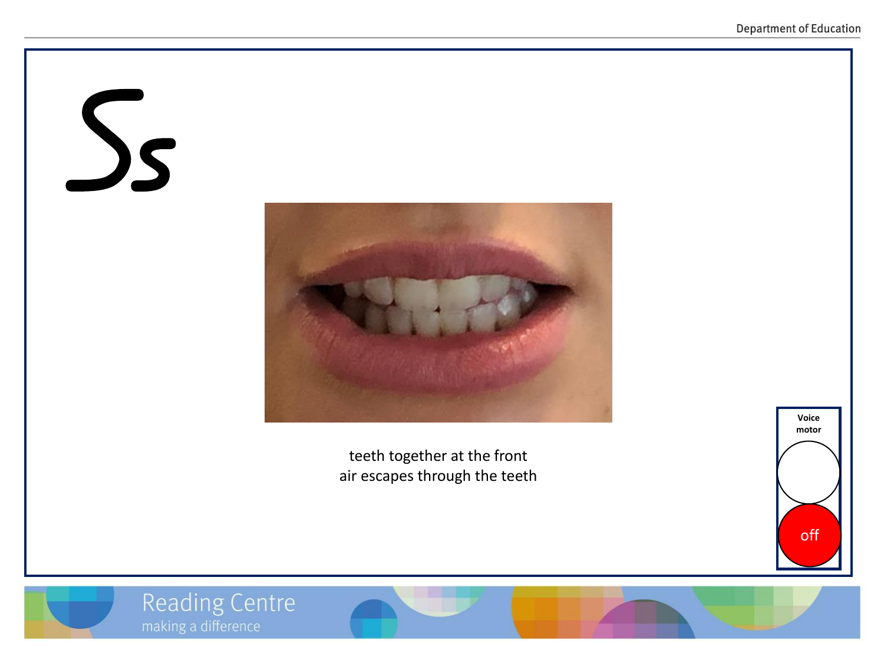# Ss

teeth together at the front
air escapes through the teeth

Voice motor

off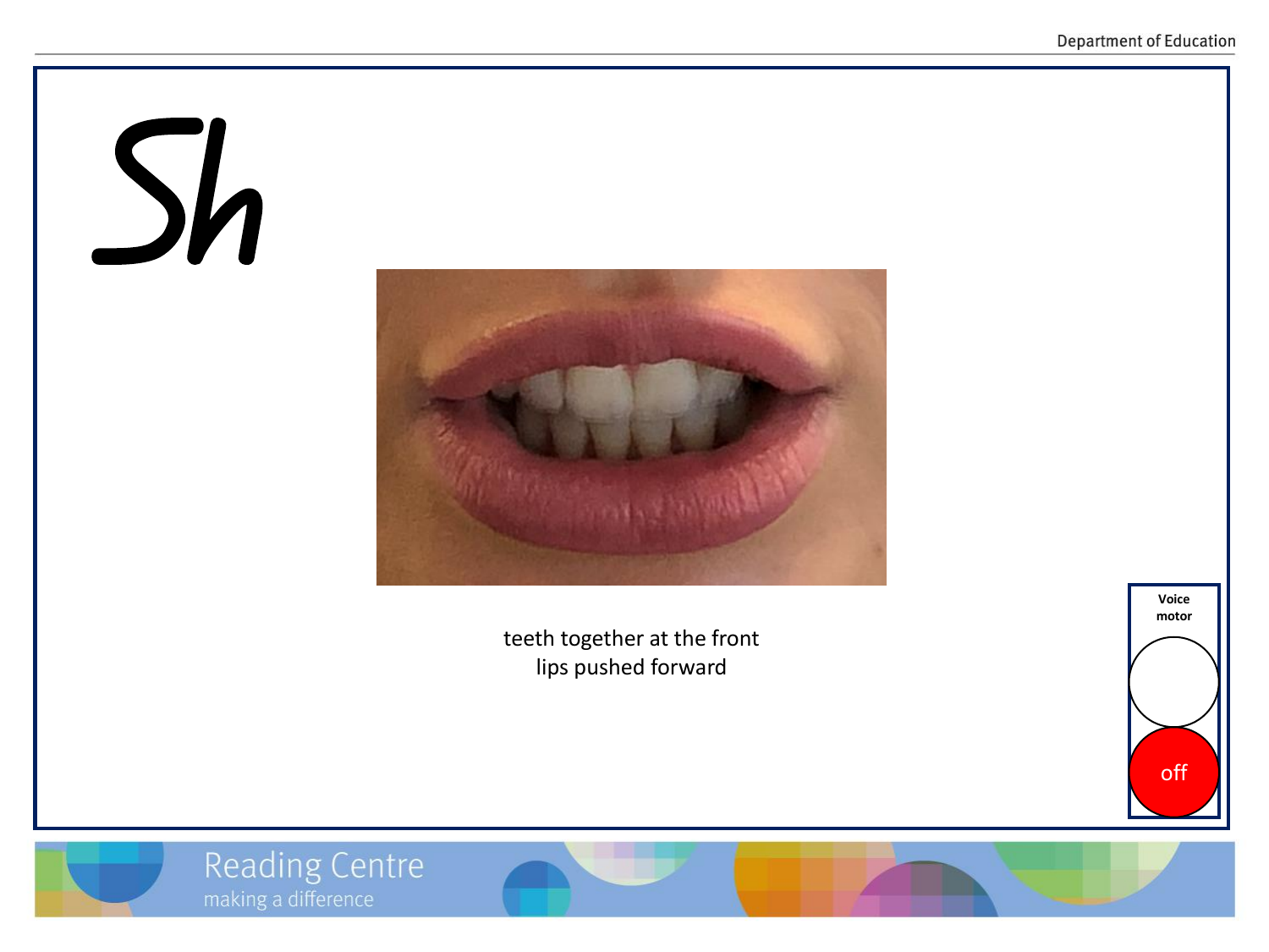# Sh

teeth together at the front
lips pushed forward

Voice motor

off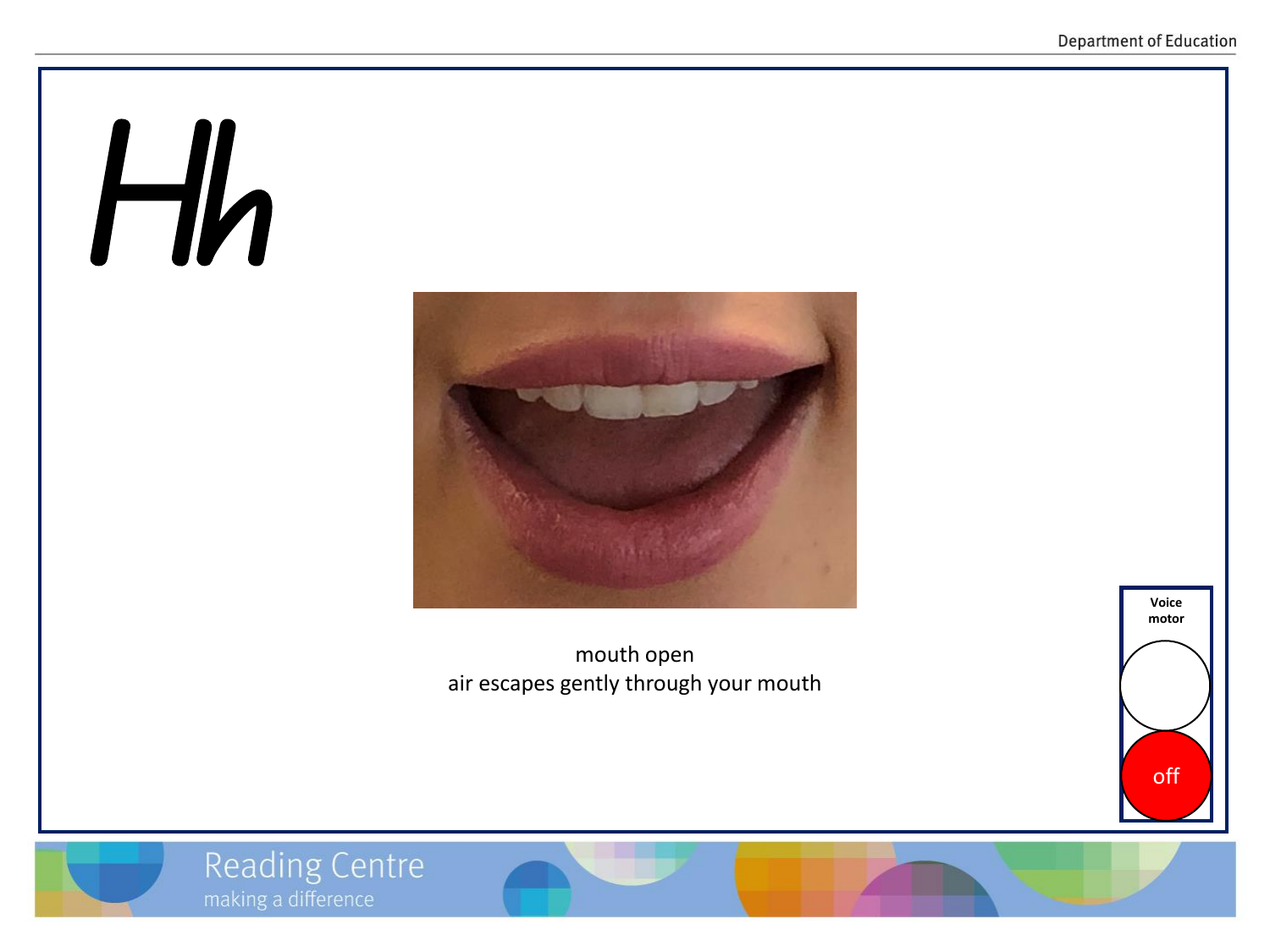# Hh

mouth open
air escapes gently through your mouth

Voice motor

off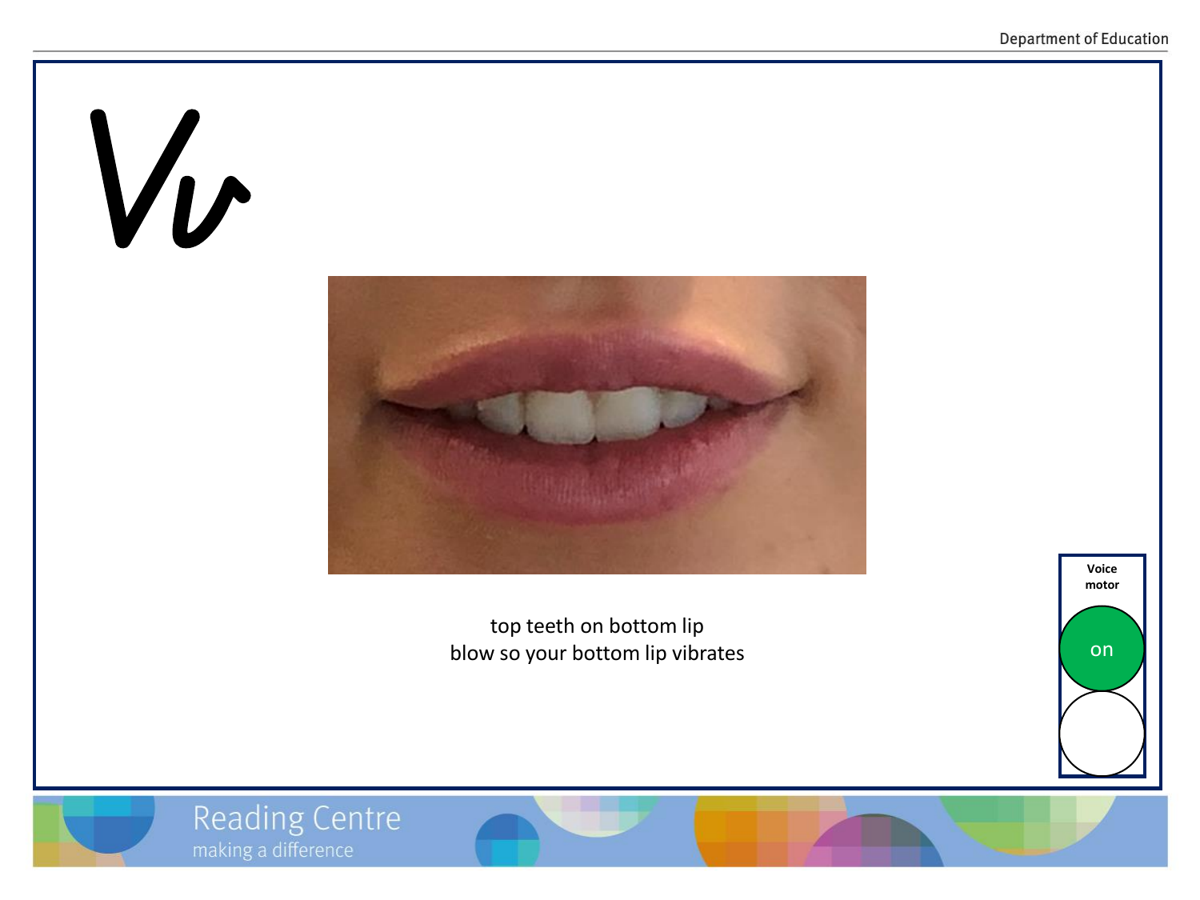# Vv

top teeth on bottom lip
blow so your bottom lip vibrates

**Voice motor**

on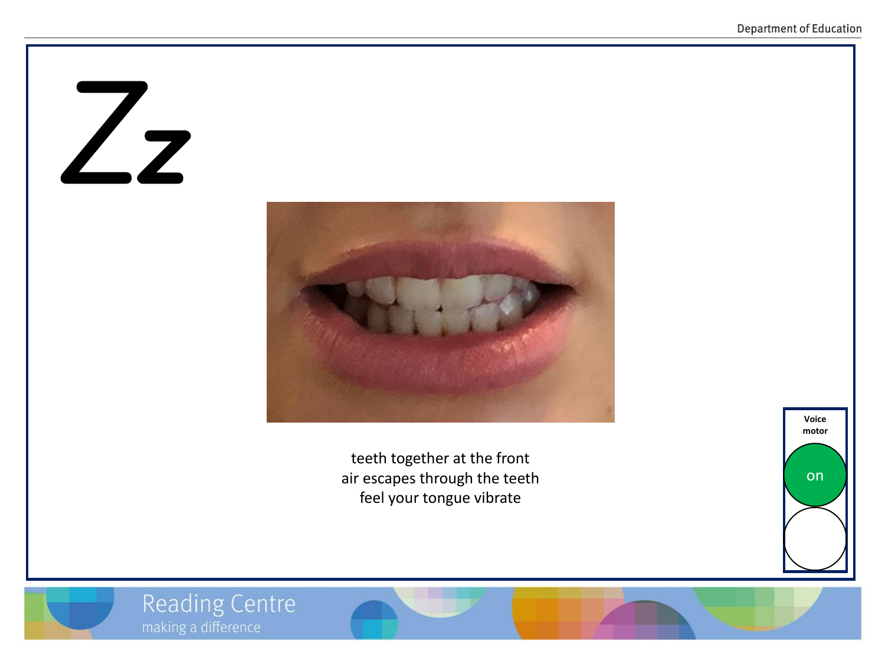# Zz

teeth together at the front
air escapes through the teeth
feel your tongue vibrate

**Voice motor**

on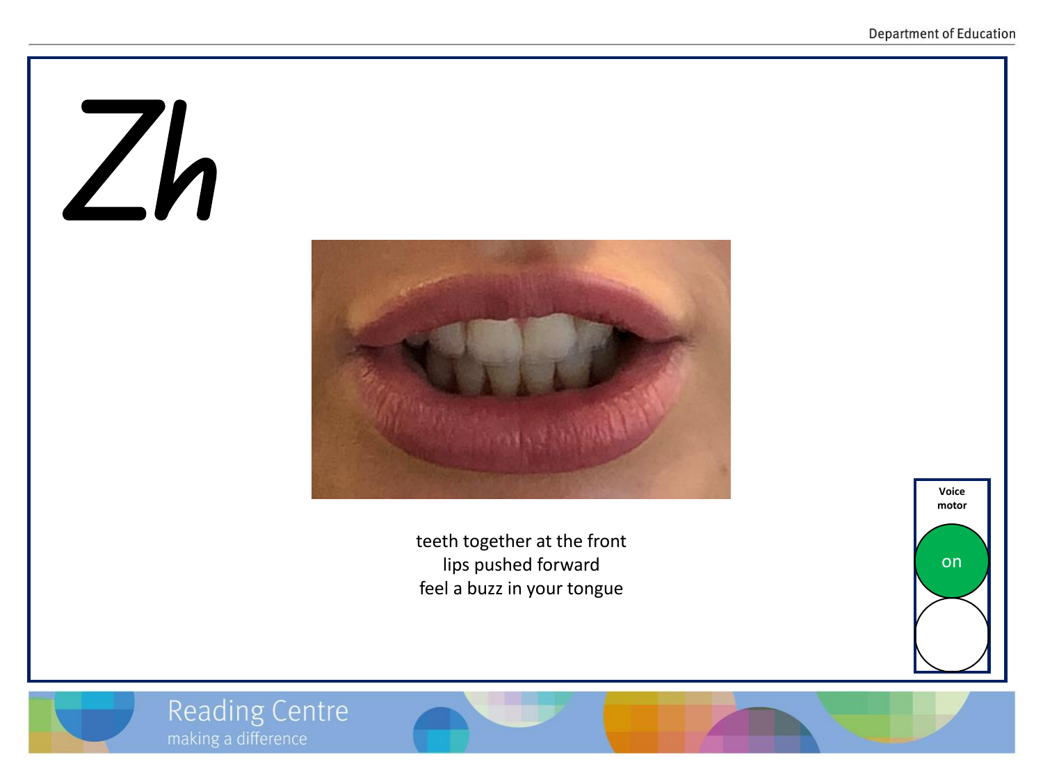# Zh

teeth together at the front
lips pushed forward
feel a buzz in your tongue

**Voice motor**

on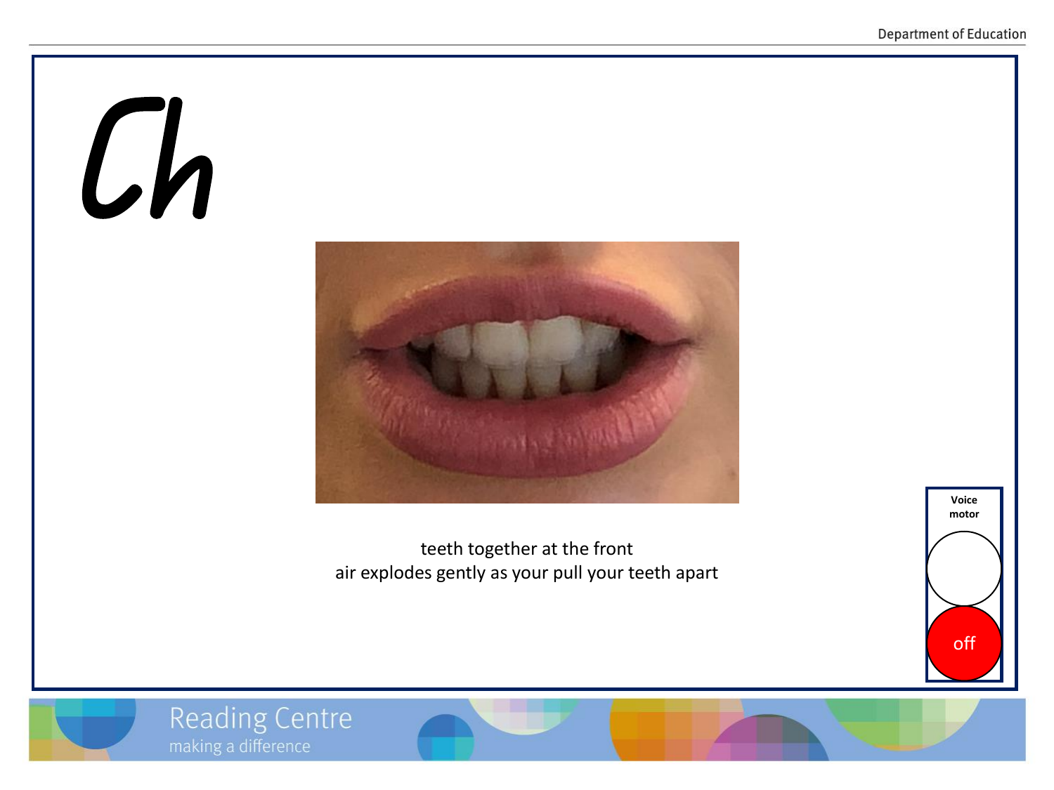# Ch

teeth together at the front
air explodes gently as your pull your teeth apart

Voice motor

off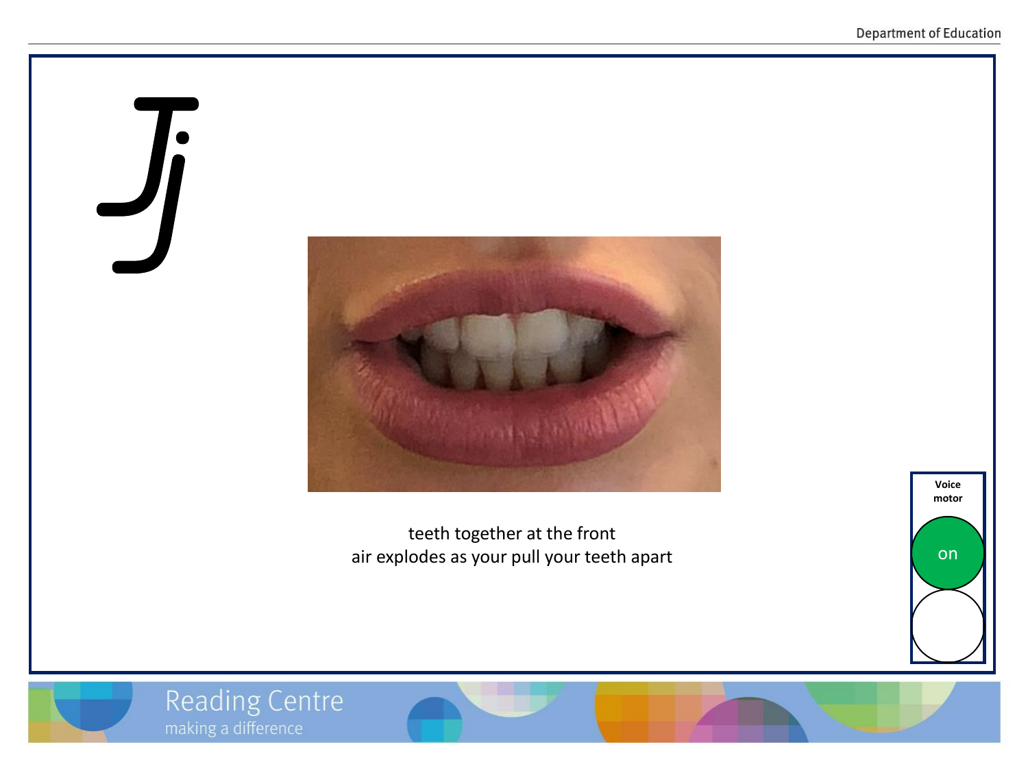# Jj

teeth together at the front
air explodes as your pull your teeth apart

**Voice motor**

on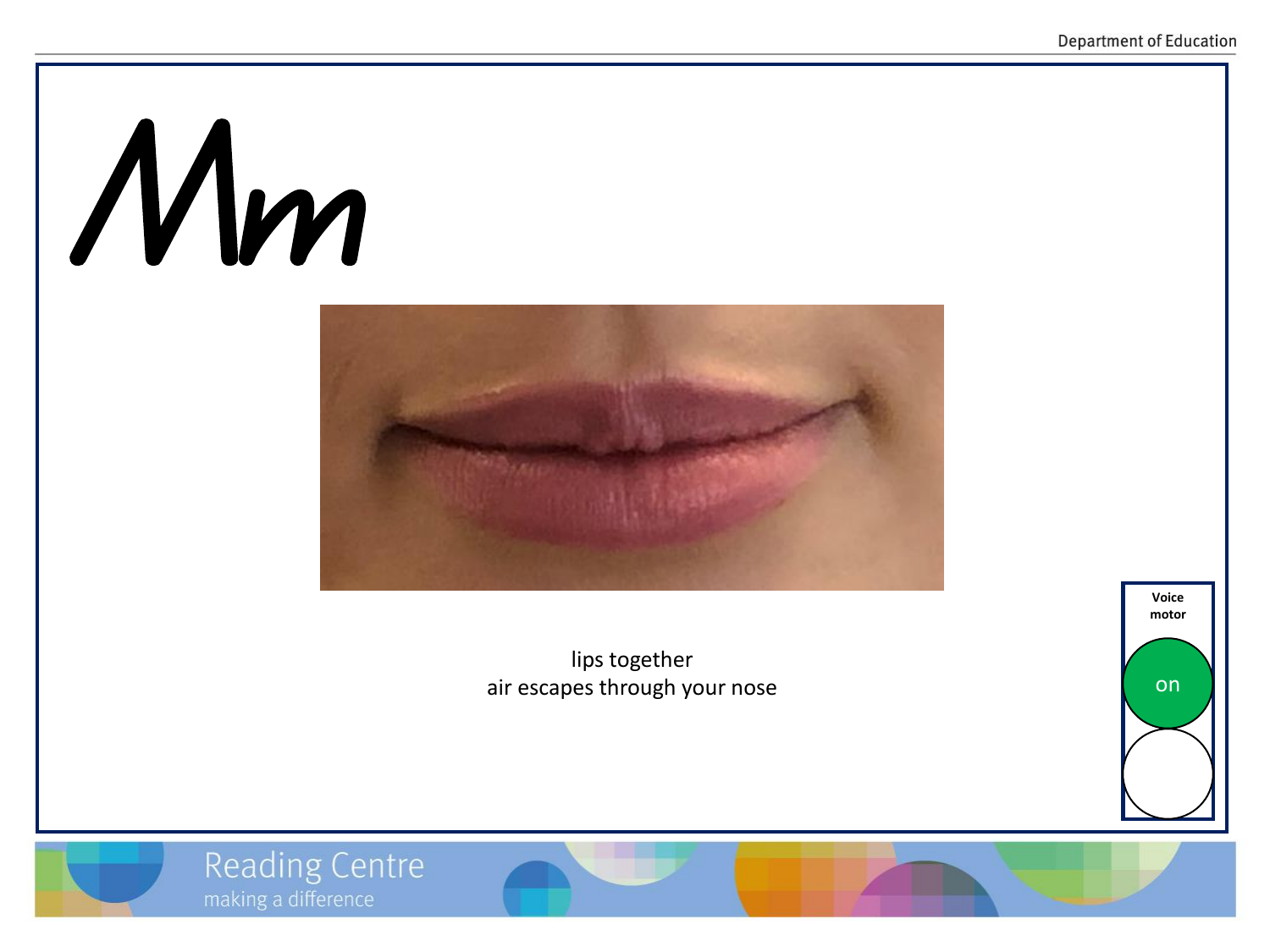# Mm

lips together
air escapes through your nose

**Voice motor**

on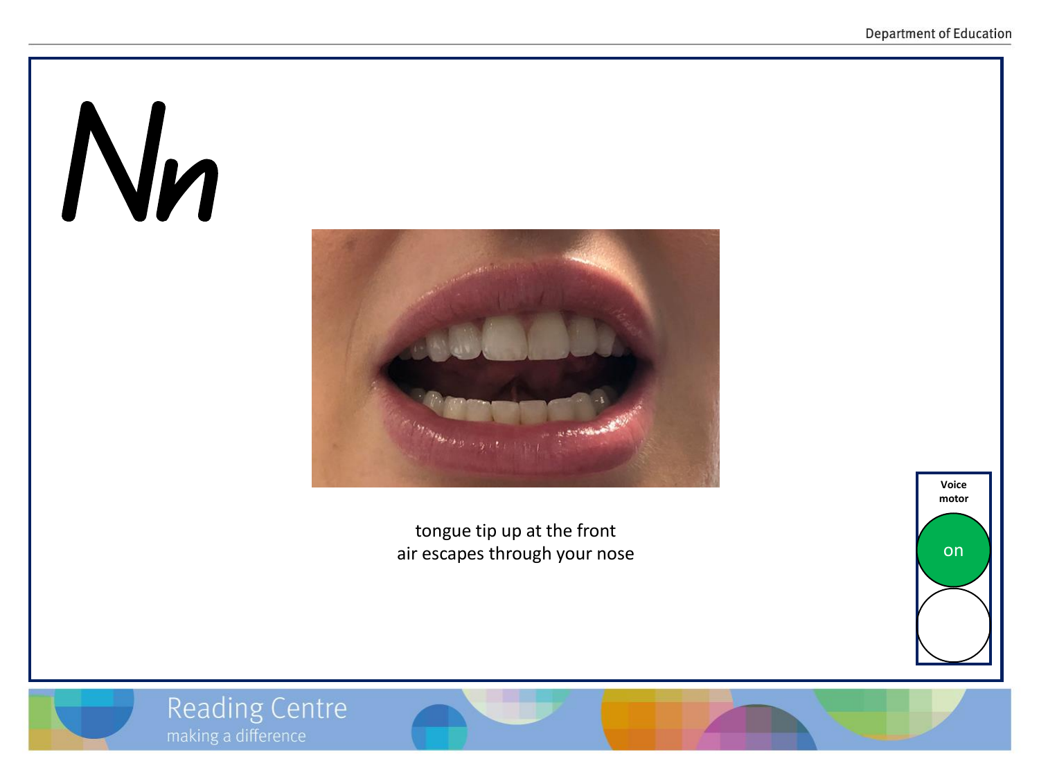# Nn

tongue tip up at the front
air escapes through your nose

**Voice motor**

on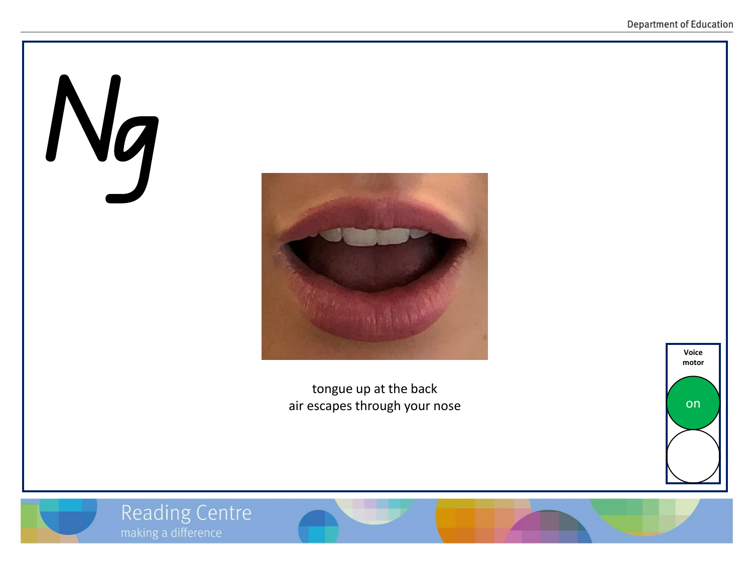# Ng

tongue up at the back
air escapes through your nose

Voice motor

on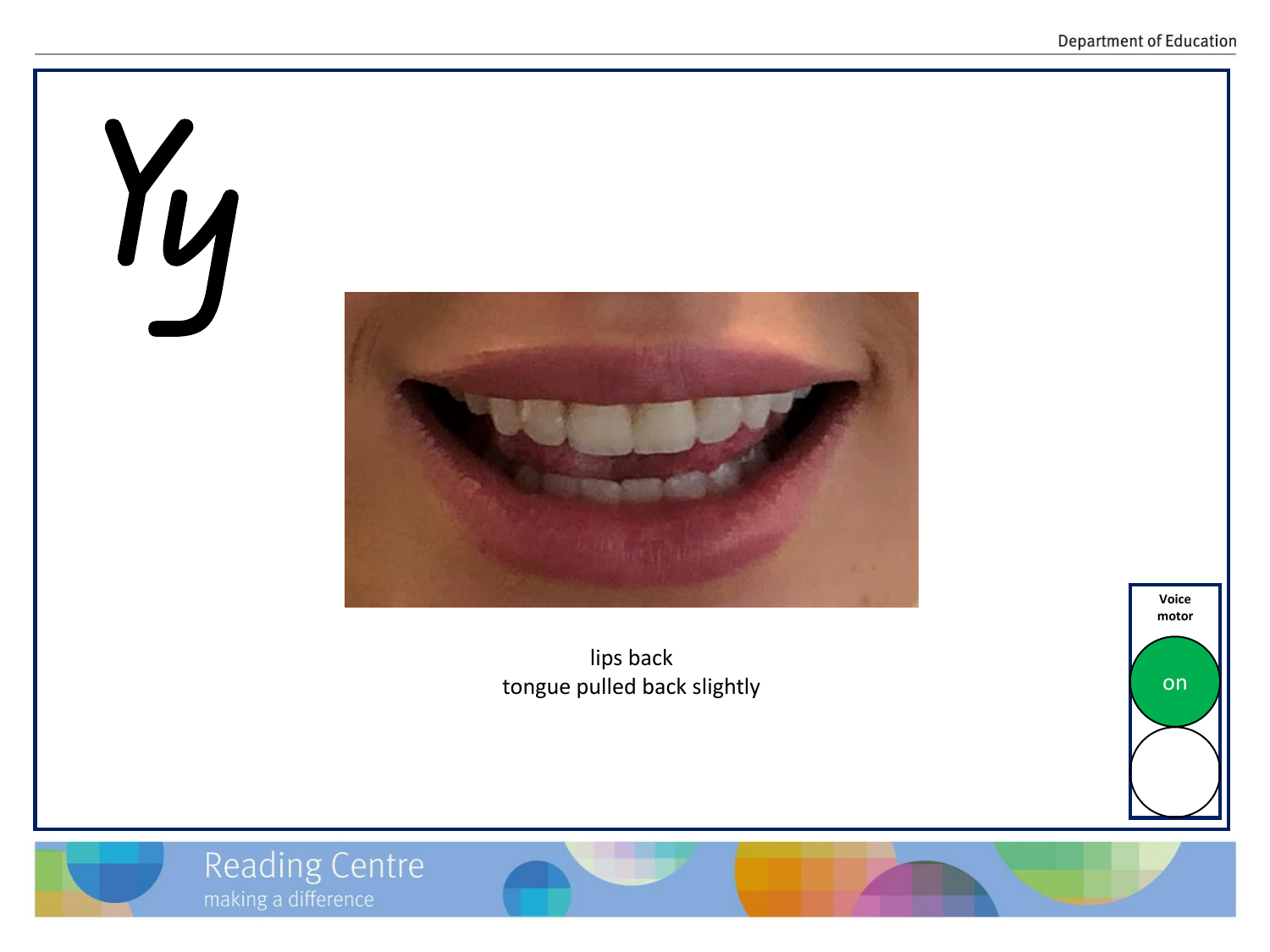# Yy

lips back
tongue pulled back slightly

**Voice motor**

on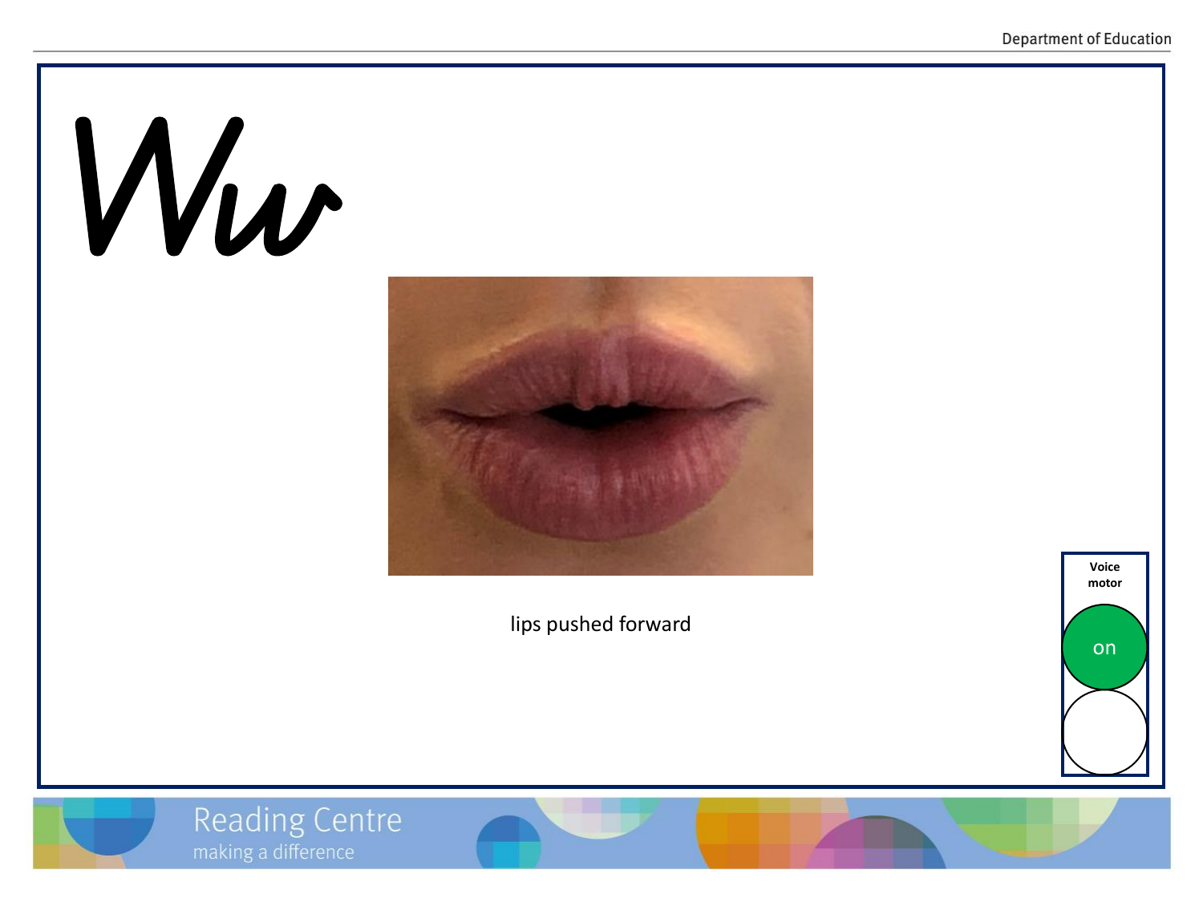# Ww

lips pushed forward

**Voice motor**

on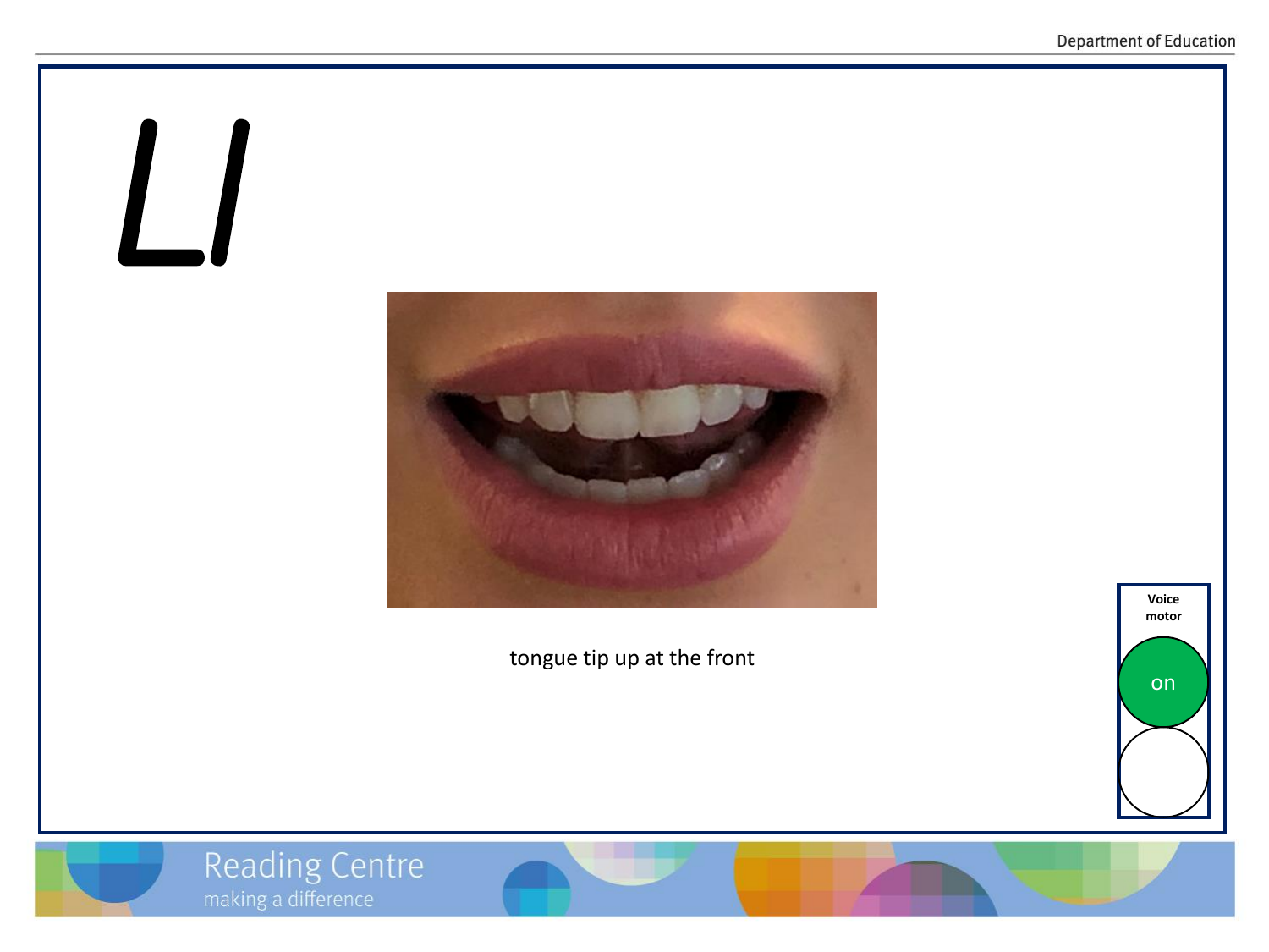# Ll

tongue tip up at the front

Voice motor

on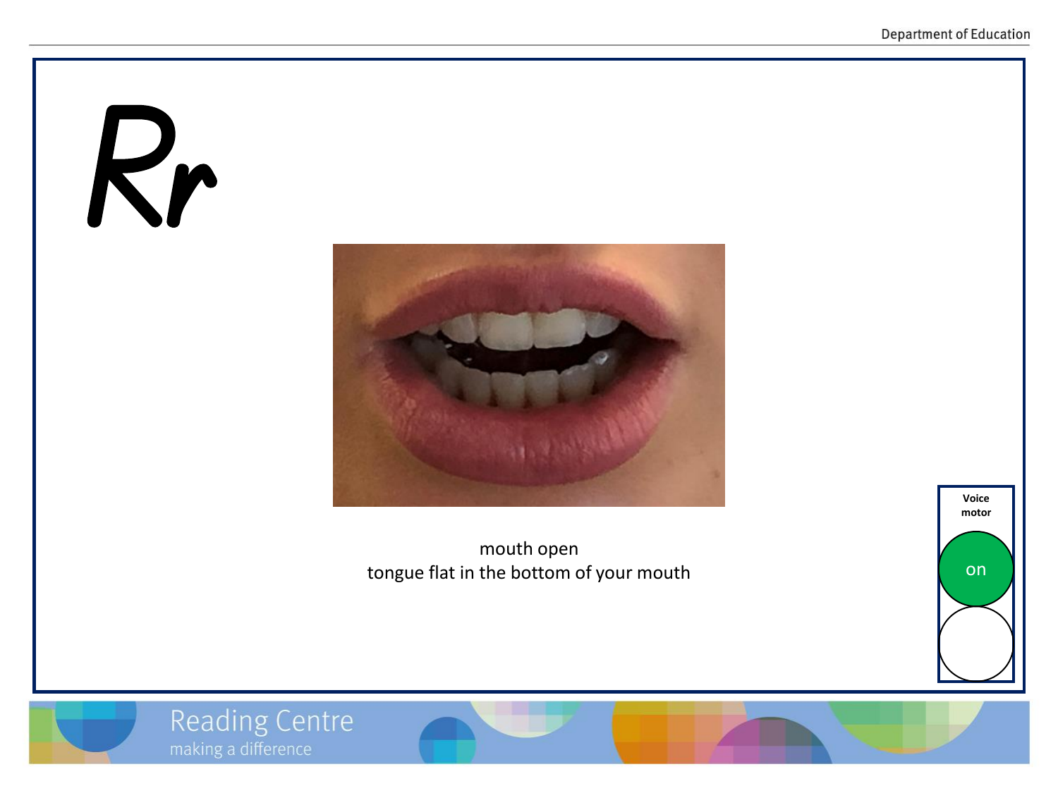# Rr

mouth open
tongue flat in the bottom of your mouth

**Voice motor**

on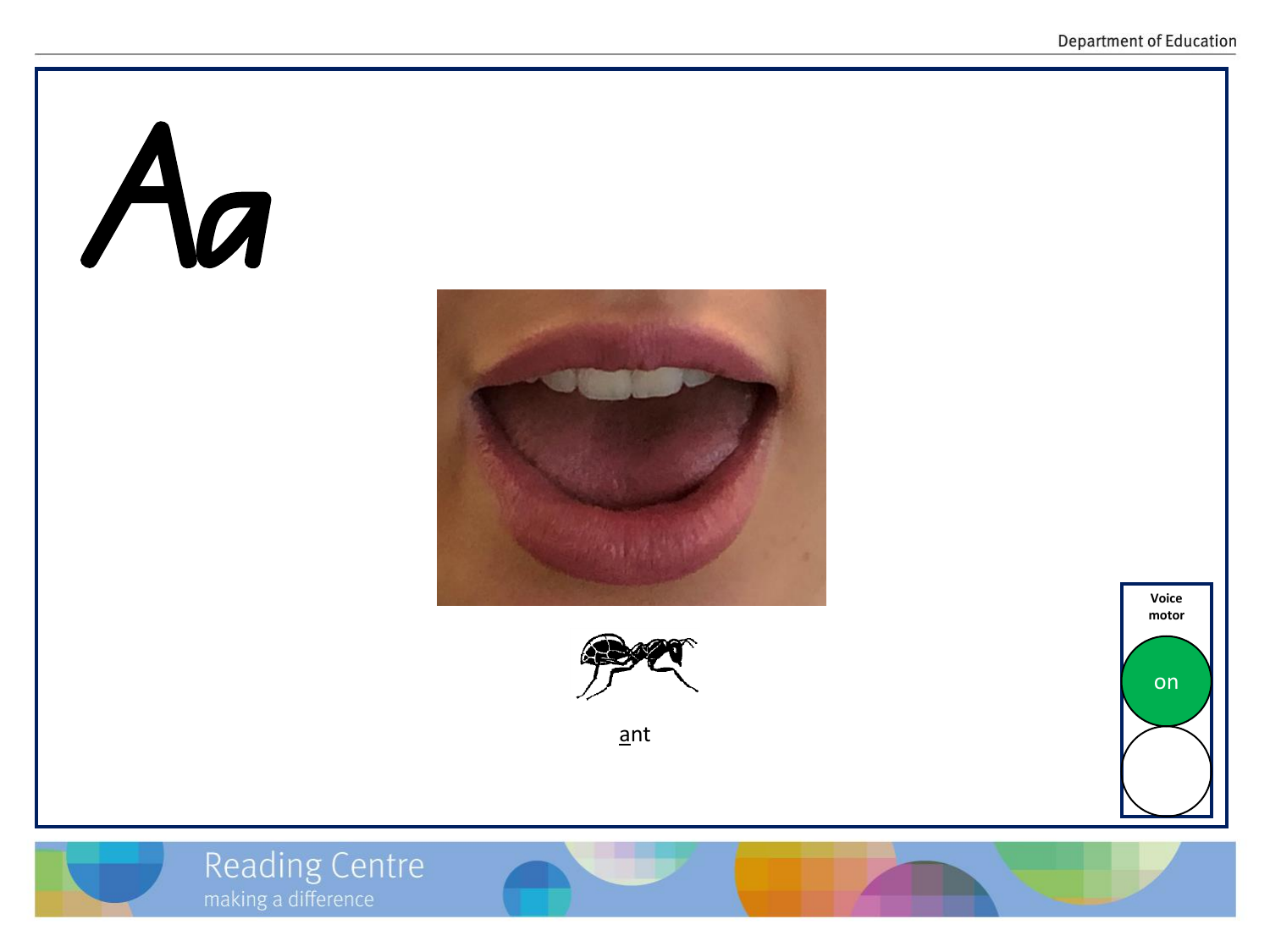# Aa

ant

**Voice motor**

on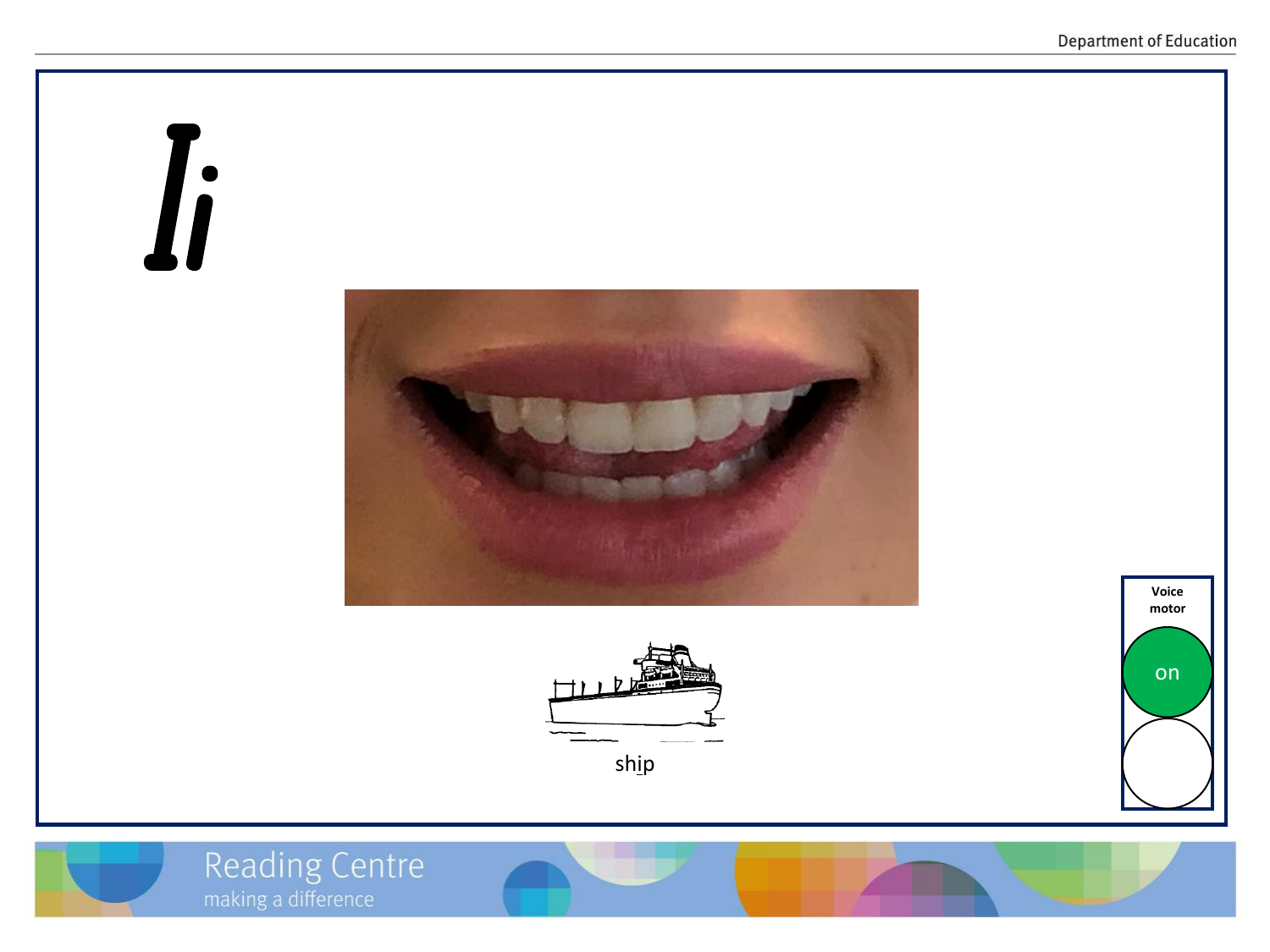# Ii

ship

Voice motor

on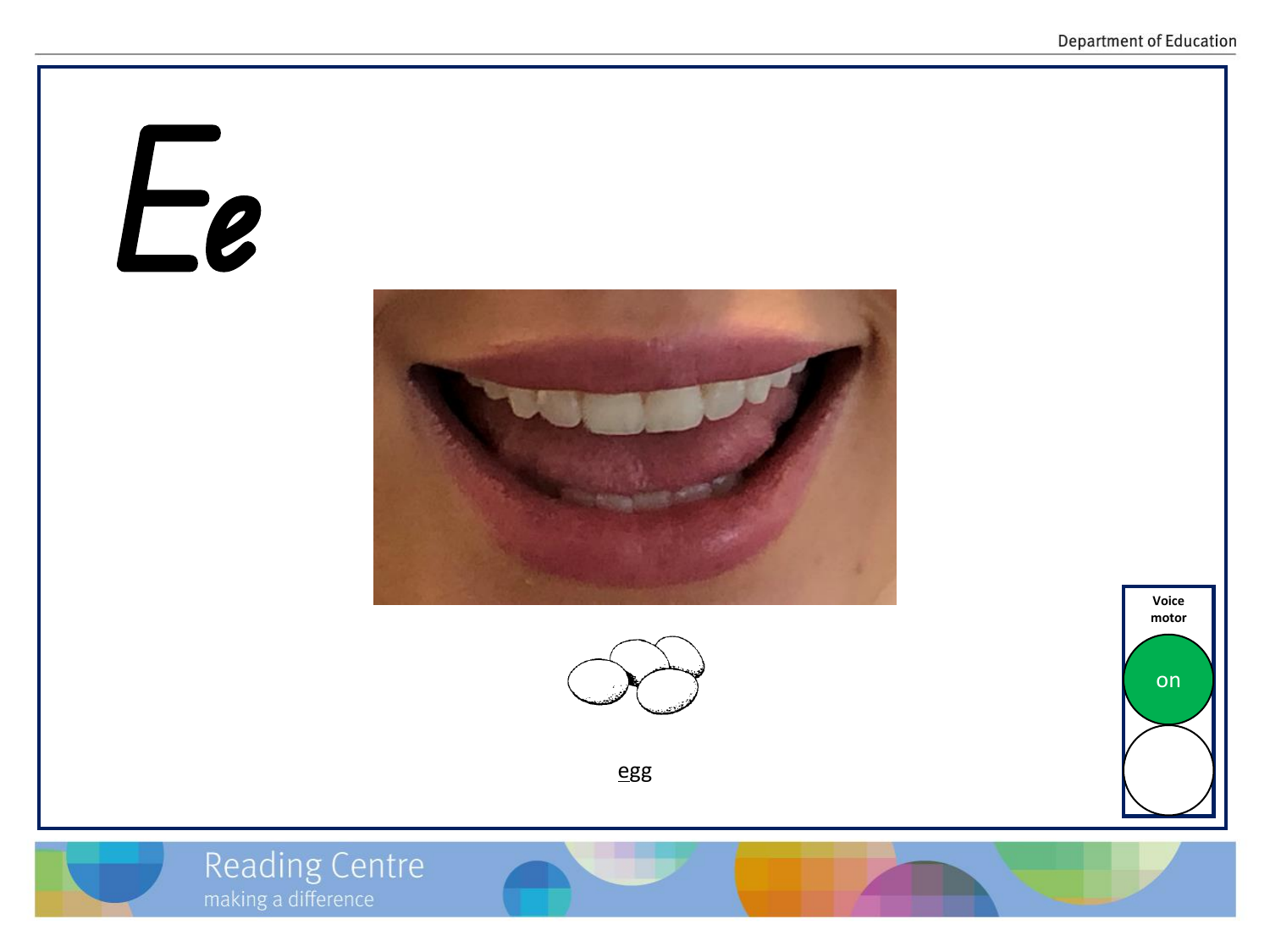# Ee

egg

Voice motor

on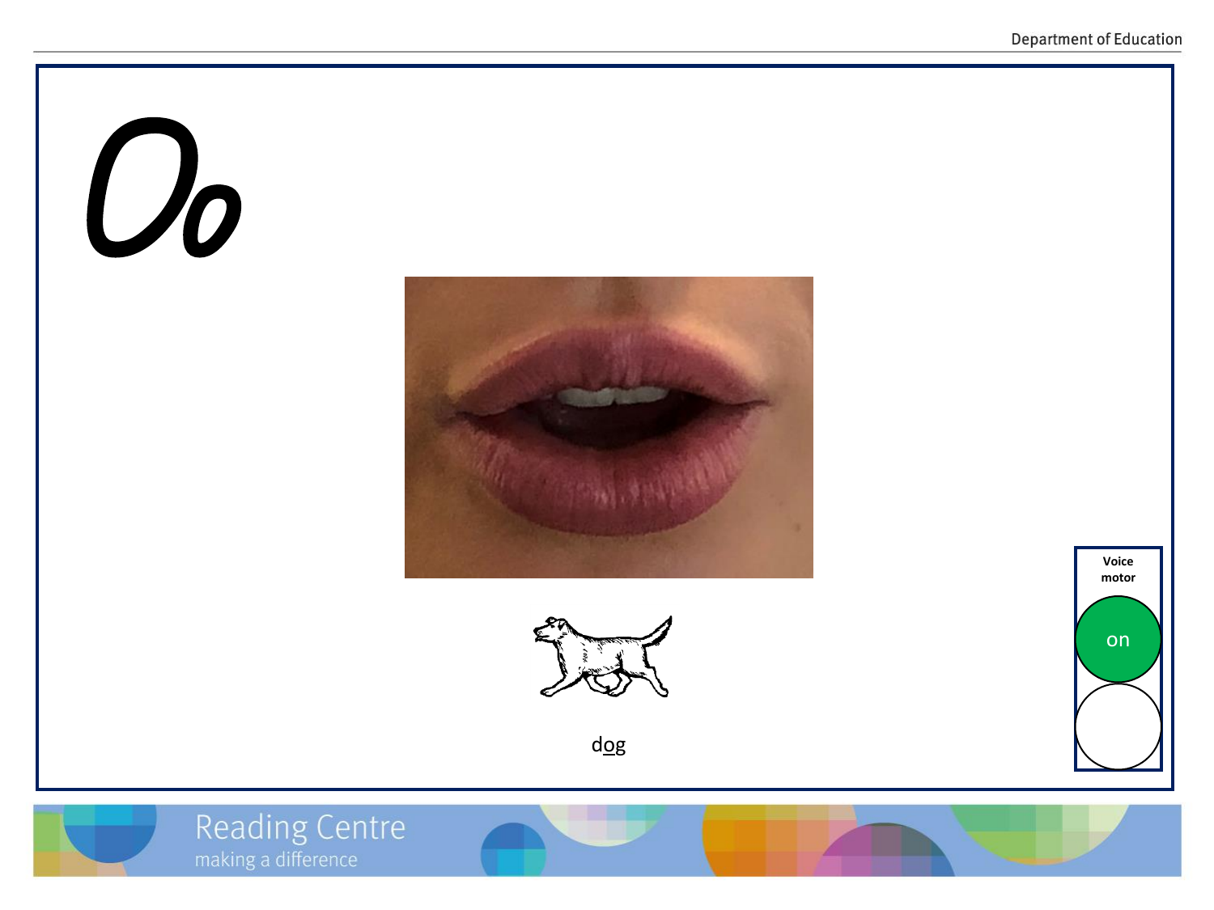# Oo

dog

Voice motor

on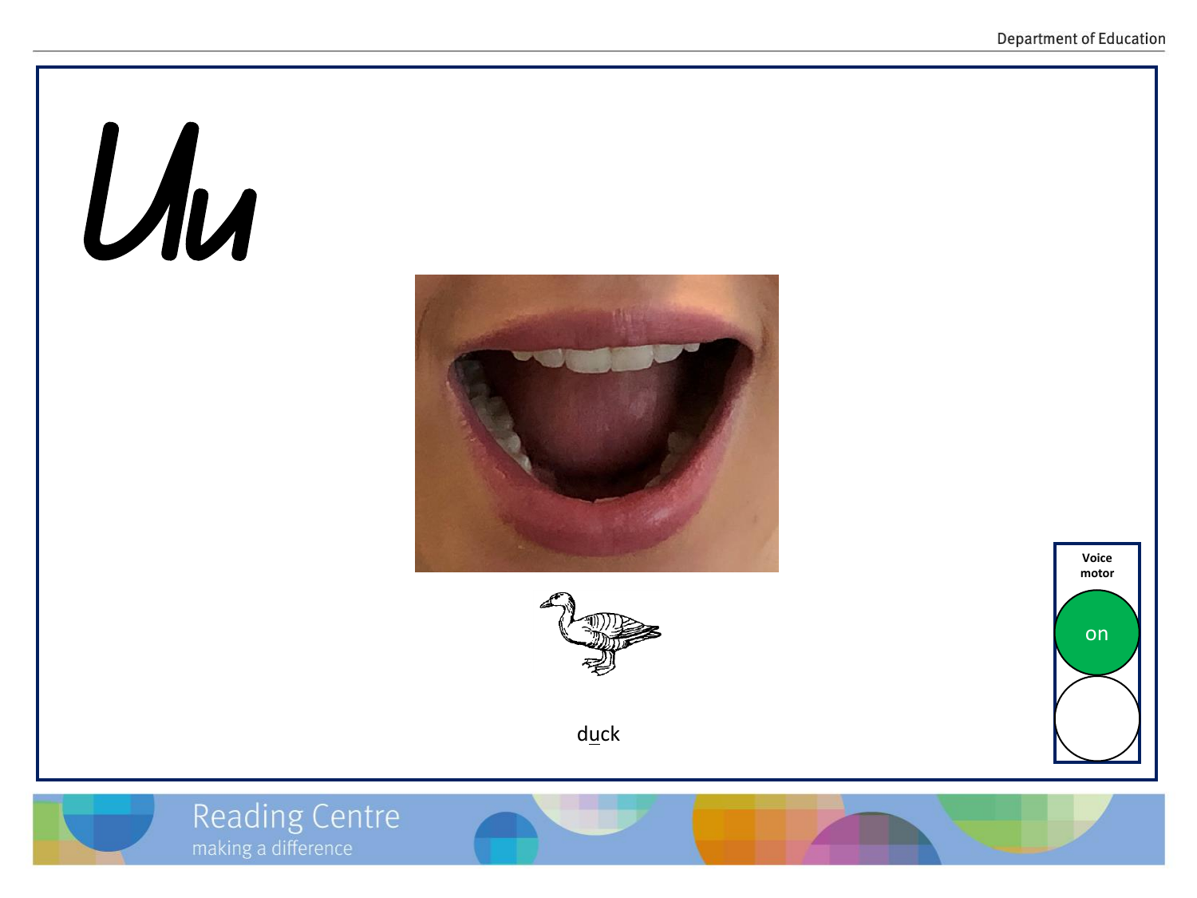# Uu

d<u>u</u>ck

**Voice motor**

on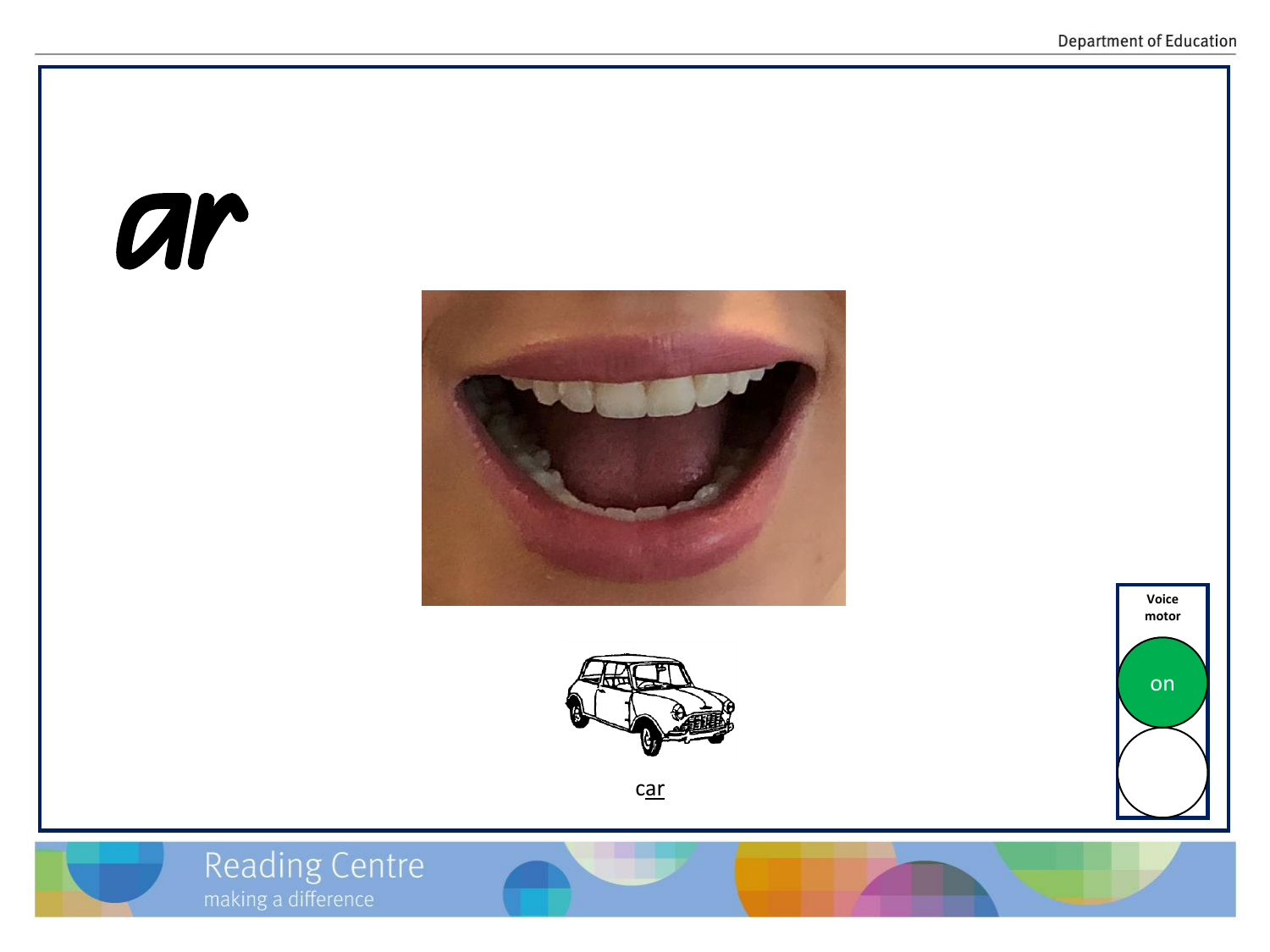# ar

car

Voice motor

on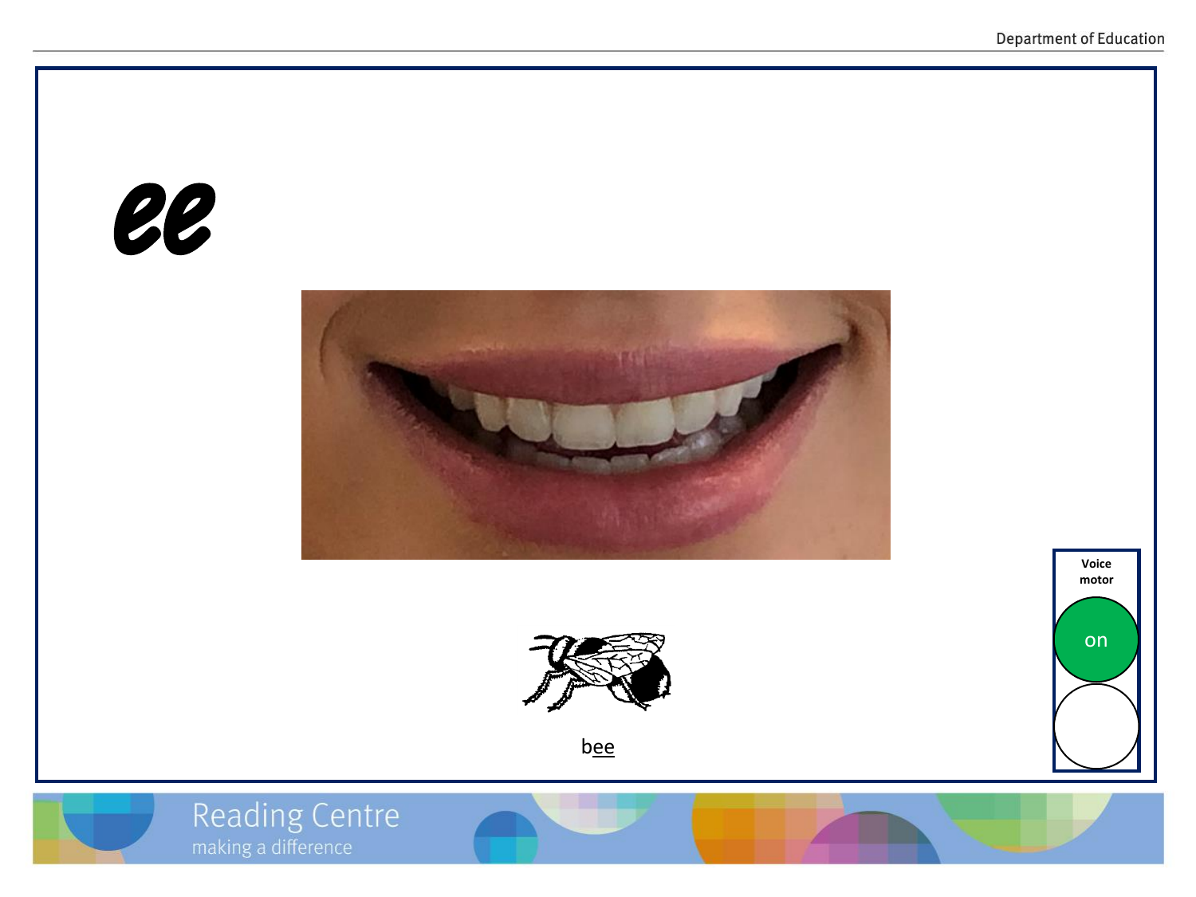# ee

bee

**Voice motor**

on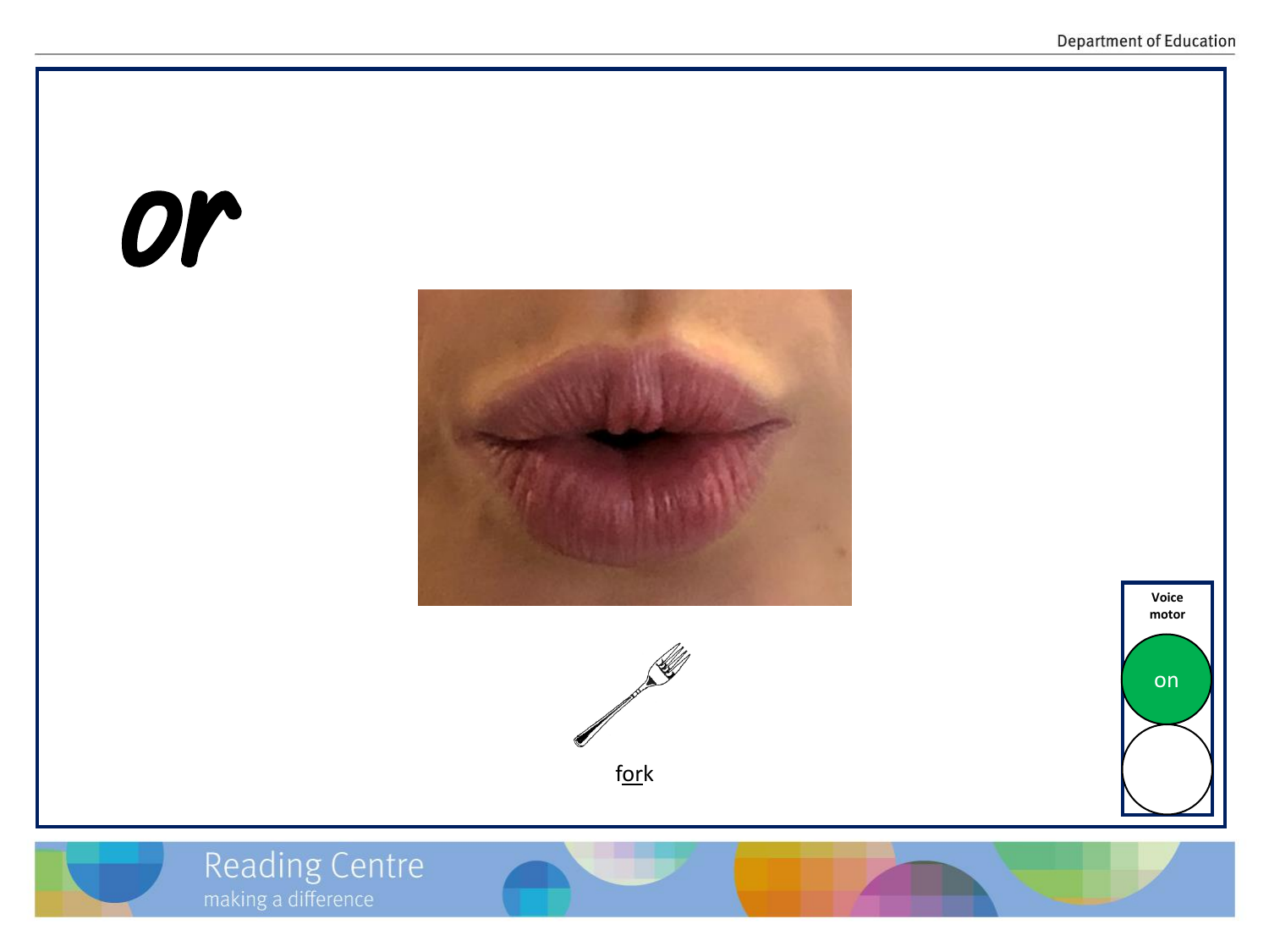# or

fork

Voice motor

on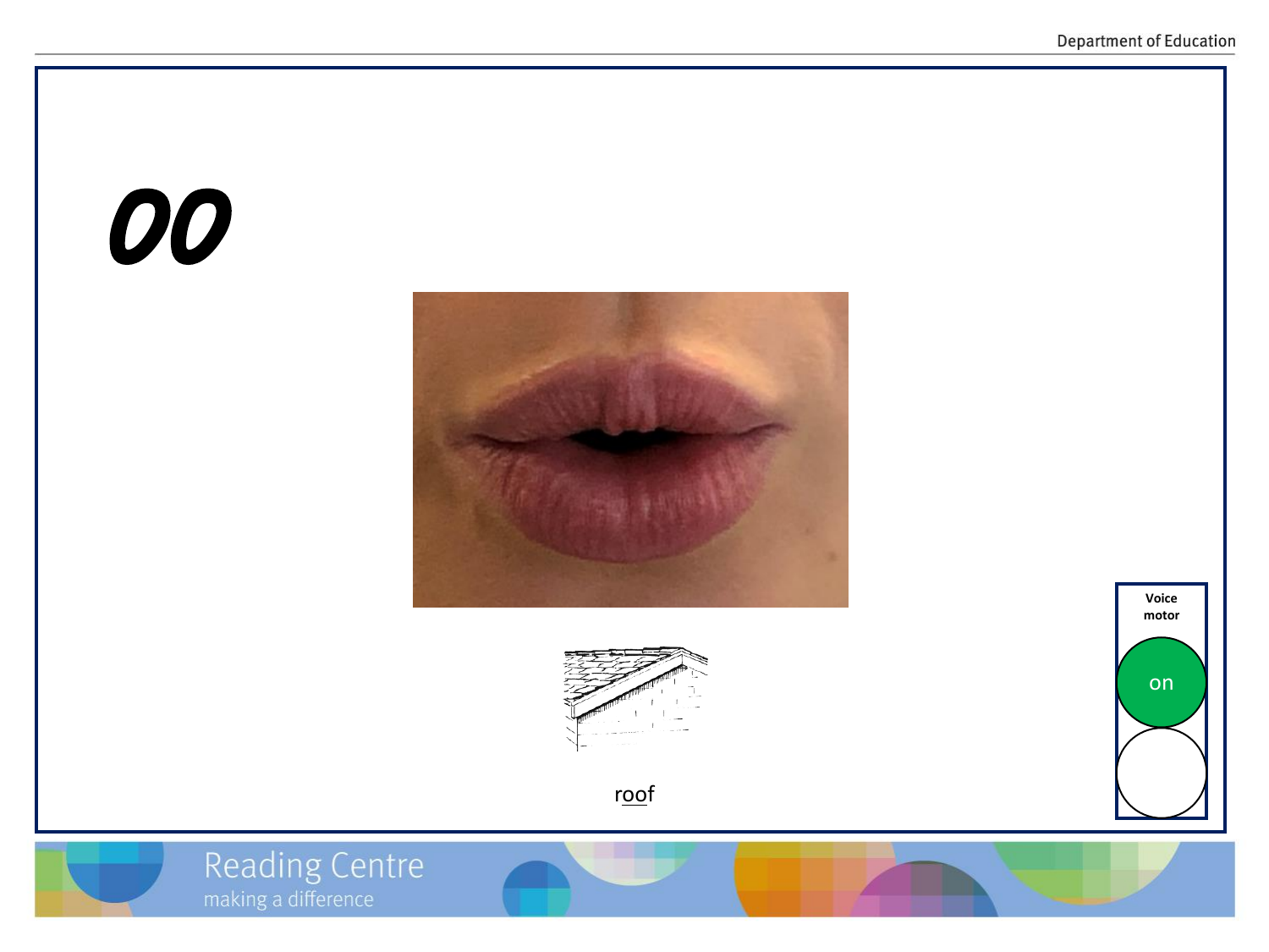# oo

roof

Voice motor

on